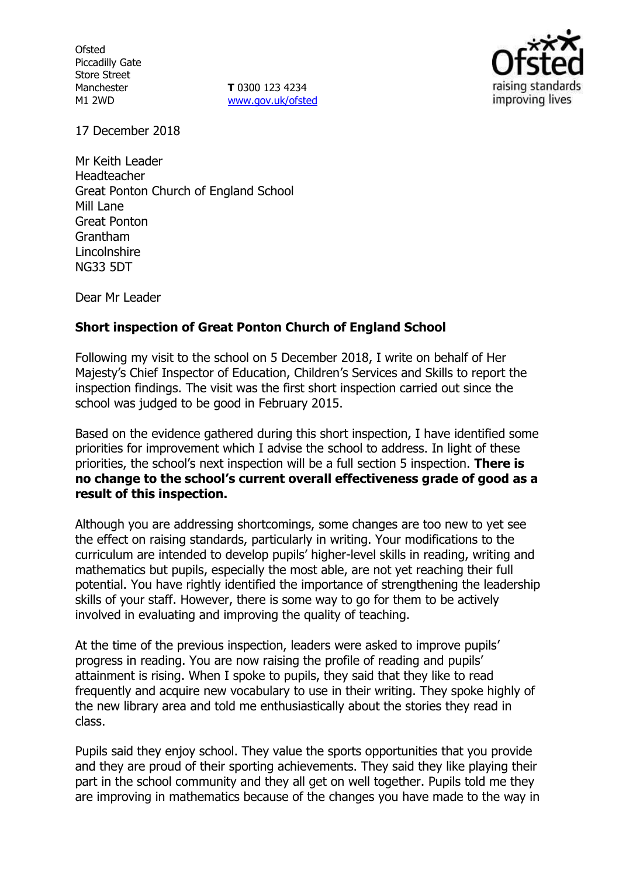Ofsted
Piccadilly Gate
Store Street
Manchester
M1 2WD

**T** 0300 123 4234
www.gov.uk/ofsted

17 December 2018

Mr Keith Leader
Headteacher
Great Ponton Church of England School
Mill Lane
Great Ponton
Grantham
Lincolnshire
NG33 5DT

Dear Mr Leader

**Short inspection of Great Ponton Church of England School**

Following my visit to the school on 5 December 2018, I write on behalf of Her Majesty's Chief Inspector of Education, Children's Services and Skills to report the inspection findings. The visit was the first short inspection carried out since the school was judged to be good in February 2015.

Based on the evidence gathered during this short inspection, I have identified some priorities for improvement which I advise the school to address. In light of these priorities, the school's next inspection will be a full section 5 inspection. **There is no change to the school's current overall effectiveness grade of good as a result of this inspection.**

Although you are addressing shortcomings, some changes are too new to yet see the effect on raising standards, particularly in writing. Your modifications to the curriculum are intended to develop pupils' higher-level skills in reading, writing and mathematics but pupils, especially the most able, are not yet reaching their full potential. You have rightly identified the importance of strengthening the leadership skills of your staff. However, there is some way to go for them to be actively involved in evaluating and improving the quality of teaching.

At the time of the previous inspection, leaders were asked to improve pupils' progress in reading. You are now raising the profile of reading and pupils' attainment is rising. When I spoke to pupils, they said that they like to read frequently and acquire new vocabulary to use in their writing. They spoke highly of the new library area and told me enthusiastically about the stories they read in class.

Pupils said they enjoy school. They value the sports opportunities that you provide and they are proud of their sporting achievements. They said they like playing their part in the school community and they all get on well together. Pupils told me they are improving in mathematics because of the changes you have made to the way in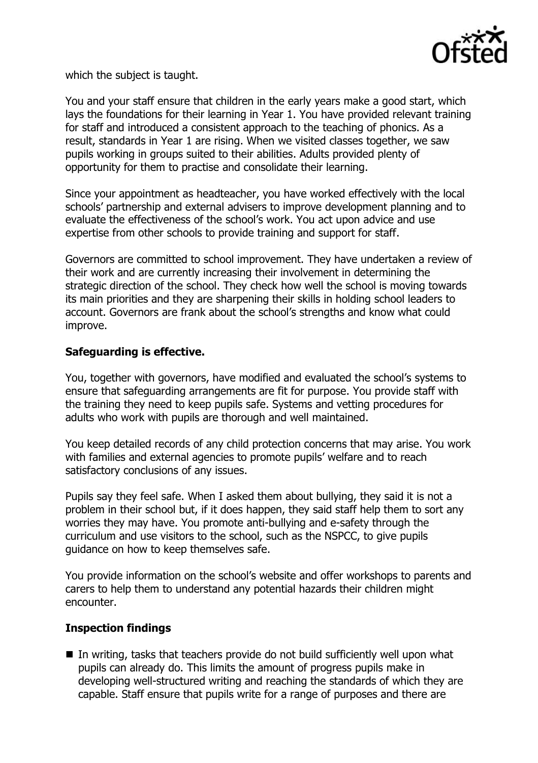which the subject is taught.

You and your staff ensure that children in the early years make a good start, which lays the foundations for their learning in Year 1. You have provided relevant training for staff and introduced a consistent approach to the teaching of phonics. As a result, standards in Year 1 are rising. When we visited classes together, we saw pupils working in groups suited to their abilities. Adults provided plenty of opportunity for them to practise and consolidate their learning.

Since your appointment as headteacher, you have worked effectively with the local schools' partnership and external advisers to improve development planning and to evaluate the effectiveness of the school's work. You act upon advice and use expertise from other schools to provide training and support for staff.

Governors are committed to school improvement. They have undertaken a review of their work and are currently increasing their involvement in determining the strategic direction of the school. They check how well the school is moving towards its main priorities and they are sharpening their skills in holding school leaders to account. Governors are frank about the school's strengths and know what could improve.

**Safeguarding is effective.**

You, together with governors, have modified and evaluated the school's systems to ensure that safeguarding arrangements are fit for purpose. You provide staff with the training they need to keep pupils safe. Systems and vetting procedures for adults who work with pupils are thorough and well maintained.

You keep detailed records of any child protection concerns that may arise. You work with families and external agencies to promote pupils' welfare and to reach satisfactory conclusions of any issues.

Pupils say they feel safe. When I asked them about bullying, they said it is not a problem in their school but, if it does happen, they said staff help them to sort any worries they may have. You promote anti-bullying and e-safety through the curriculum and use visitors to the school, such as the NSPCC, to give pupils guidance on how to keep themselves safe.

You provide information on the school's website and offer workshops to parents and carers to help them to understand any potential hazards their children might encounter.

**Inspection findings**

- In writing, tasks that teachers provide do not build sufficiently well upon what pupils can already do. This limits the amount of progress pupils make in developing well-structured writing and reaching the standards of which they are capable. Staff ensure that pupils write for a range of purposes and there are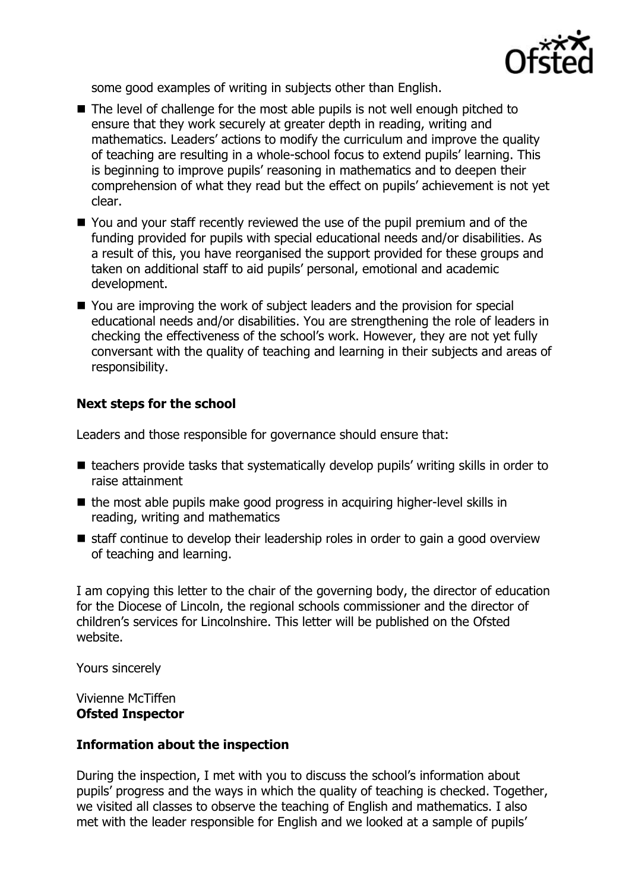some good examples of writing in subjects other than English.

- The level of challenge for the most able pupils is not well enough pitched to ensure that they work securely at greater depth in reading, writing and mathematics. Leaders' actions to modify the curriculum and improve the quality of teaching are resulting in a whole-school focus to extend pupils' learning. This is beginning to improve pupils' reasoning in mathematics and to deepen their comprehension of what they read but the effect on pupils' achievement is not yet clear.
- You and your staff recently reviewed the use of the pupil premium and of the funding provided for pupils with special educational needs and/or disabilities. As a result of this, you have reorganised the support provided for these groups and taken on additional staff to aid pupils' personal, emotional and academic development.
- You are improving the work of subject leaders and the provision for special educational needs and/or disabilities. You are strengthening the role of leaders in checking the effectiveness of the school's work. However, they are not yet fully conversant with the quality of teaching and learning in their subjects and areas of responsibility.

### Next steps for the school

Leaders and those responsible for governance should ensure that:

- teachers provide tasks that systematically develop pupils' writing skills in order to raise attainment
- the most able pupils make good progress in acquiring higher-level skills in reading, writing and mathematics
- staff continue to develop their leadership roles in order to gain a good overview of teaching and learning.

I am copying this letter to the chair of the governing body, the director of education for the Diocese of Lincoln, the regional schools commissioner and the director of children's services for Lincolnshire. This letter will be published on the Ofsted website.

Yours sincerely

Vivienne McTiffen
**Ofsted Inspector**

### Information about the inspection

During the inspection, I met with you to discuss the school's information about pupils' progress and the ways in which the quality of teaching is checked. Together, we visited all classes to observe the teaching of English and mathematics. I also met with the leader responsible for English and we looked at a sample of pupils'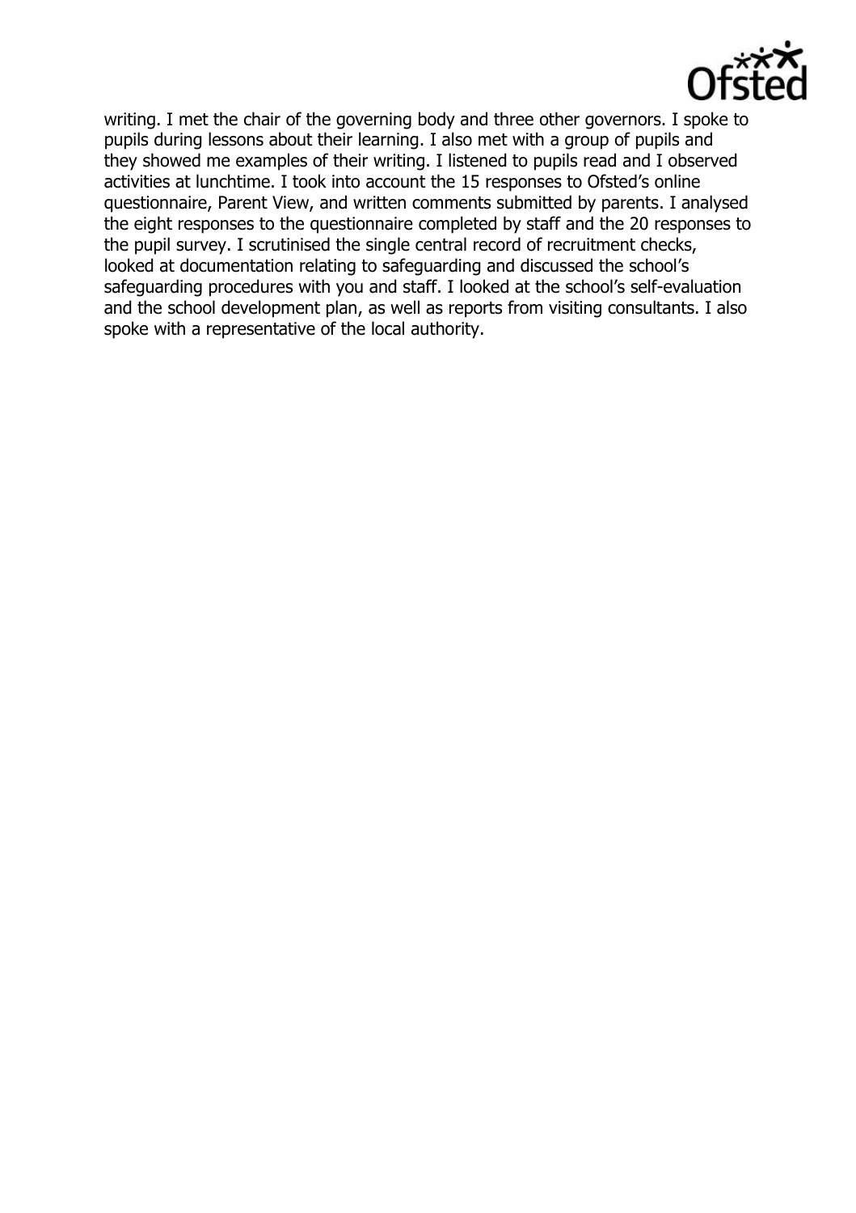writing. I met the chair of the governing body and three other governors. I spoke to pupils during lessons about their learning. I also met with a group of pupils and they showed me examples of their writing. I listened to pupils read and I observed activities at lunchtime. I took into account the 15 responses to Ofsted's online questionnaire, Parent View, and written comments submitted by parents. I analysed the eight responses to the questionnaire completed by staff and the 20 responses to the pupil survey. I scrutinised the single central record of recruitment checks, looked at documentation relating to safeguarding and discussed the school's safeguarding procedures with you and staff. I looked at the school's self-evaluation and the school development plan, as well as reports from visiting consultants. I also spoke with a representative of the local authority.